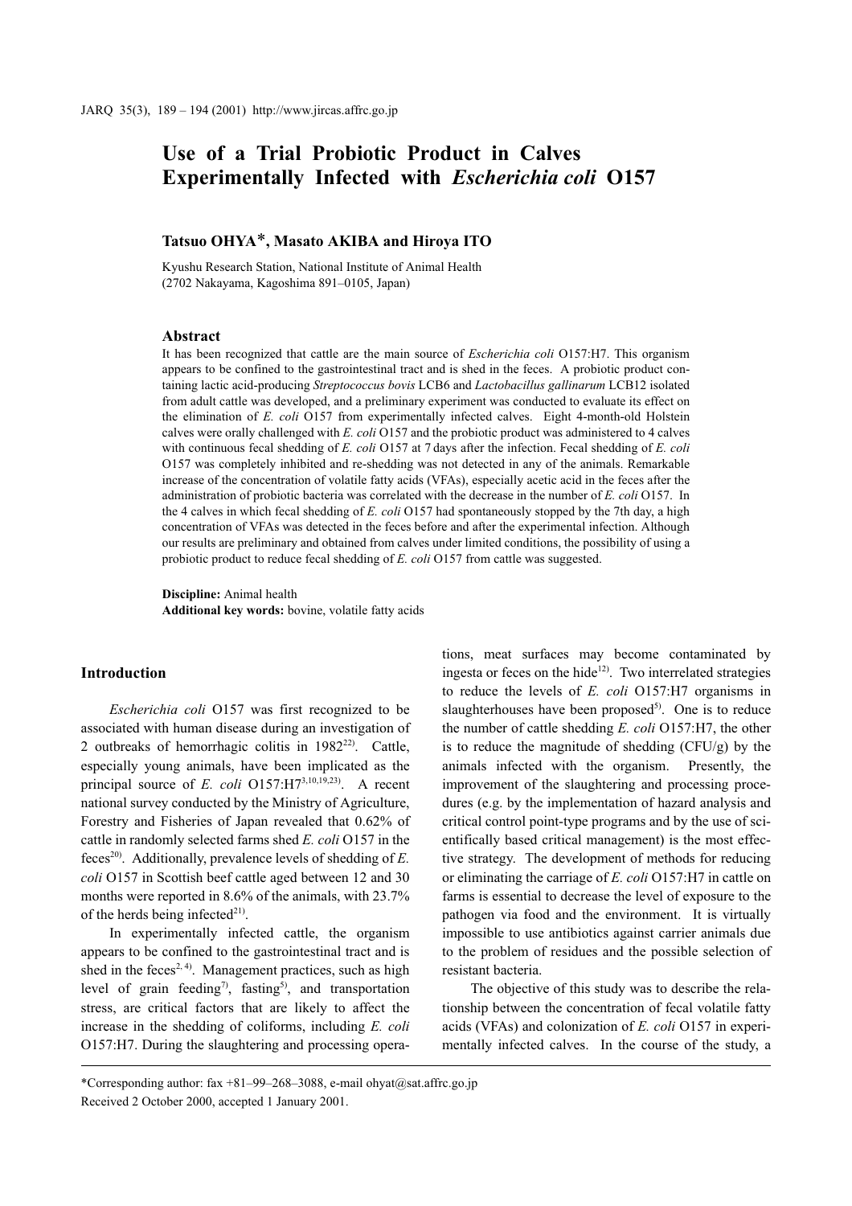# Use of a Trial Probiotic Product in Calves Experimentally Infected with *Escherichia coli* O157

**Tatsuo OHYA\*, Masato AKIBA and Hiroya ITO**

Kyushu Research Station, National Institute of Animal Health
(2702 Nakayama, Kagoshima 891–0105, Japan)

## Abstract

It has been recognized that cattle are the main source of *Escherichia coli* O157:H7. This organism appears to be confined to the gastrointestinal tract and is shed in the feces. A probiotic product containing lactic acid-producing *Streptococcus bovis* LCB6 and *Lactobacillus gallinarum* LCB12 isolated from adult cattle was developed, and a preliminary experiment was conducted to evaluate its effect on the elimination of *E. coli* O157 from experimentally infected calves. Eight 4-month-old Holstein calves were orally challenged with *E. coli* O157 and the probiotic product was administered to 4 calves with continuous fecal shedding of *E. coli* O157 at 7 days after the infection. Fecal shedding of *E. coli* O157 was completely inhibited and re-shedding was not detected in any of the animals. Remarkable increase of the concentration of volatile fatty acids (VFAs), especially acetic acid in the feces after the administration of probiotic bacteria was correlated with the decrease in the number of *E. coli* O157. In the 4 calves in which fecal shedding of *E. coli* O157 had spontaneously stopped by the 7th day, a high concentration of VFAs was detected in the feces before and after the experimental infection. Although our results are preliminary and obtained from calves under limited conditions, the possibility of using a probiotic product to reduce fecal shedding of *E. coli* O157 from cattle was suggested.

**Discipline:** Animal health
**Additional key words:** bovine, volatile fatty acids

## Introduction

*Escherichia coli* O157 was first recognized to be associated with human disease during an investigation of 2 outbreaks of hemorrhagic colitis in 1982[22]. Cattle, especially young animals, have been implicated as the principal source of *E. coli* O157:H7[3,10,19,23]. A recent national survey conducted by the Ministry of Agriculture, Forestry and Fisheries of Japan revealed that 0.62% of cattle in randomly selected farms shed *E. coli* O157 in the feces[20]. Additionally, prevalence levels of shedding of *E. coli* O157 in Scottish beef cattle aged between 12 and 30 months were reported in 8.6% of the animals, with 23.7% of the herds being infected[21].

In experimentally infected cattle, the organism appears to be confined to the gastrointestinal tract and is shed in the feces[2,4]. Management practices, such as high level of grain feeding[7], fasting[5], and transportation stress, are critical factors that are likely to affect the increase in the shedding of coliforms, including *E. coli* O157:H7. During the slaughtering and processing operations, meat surfaces may become contaminated by ingesta or feces on the hide[12]. Two interrelated strategies to reduce the levels of *E. coli* O157:H7 organisms in slaughterhouses have been proposed[5]. One is to reduce the number of cattle shedding *E. coli* O157:H7, the other is to reduce the magnitude of shedding (CFU/g) by the animals infected with the organism. Presently, the improvement of the slaughtering and processing procedures (e.g. by the implementation of hazard analysis and critical control point-type programs and by the use of scientifically based critical management) is the most effective strategy. The development of methods for reducing or eliminating the carriage of *E. coli* O157:H7 in cattle on farms is essential to decrease the level of exposure to the pathogen via food and the environment. It is virtually impossible to use antibiotics against carrier animals due to the problem of residues and the possible selection of resistant bacteria.

The objective of this study was to describe the relationship between the concentration of fecal volatile fatty acids (VFAs) and colonization of *E. coli* O157 in experimentally infected calves. In the course of the study, a

\*Corresponding author: fax +81–99–268–3088, e-mail ohyat@sat.affrc.go.jp
Received 2 October 2000, accepted 1 January 2001.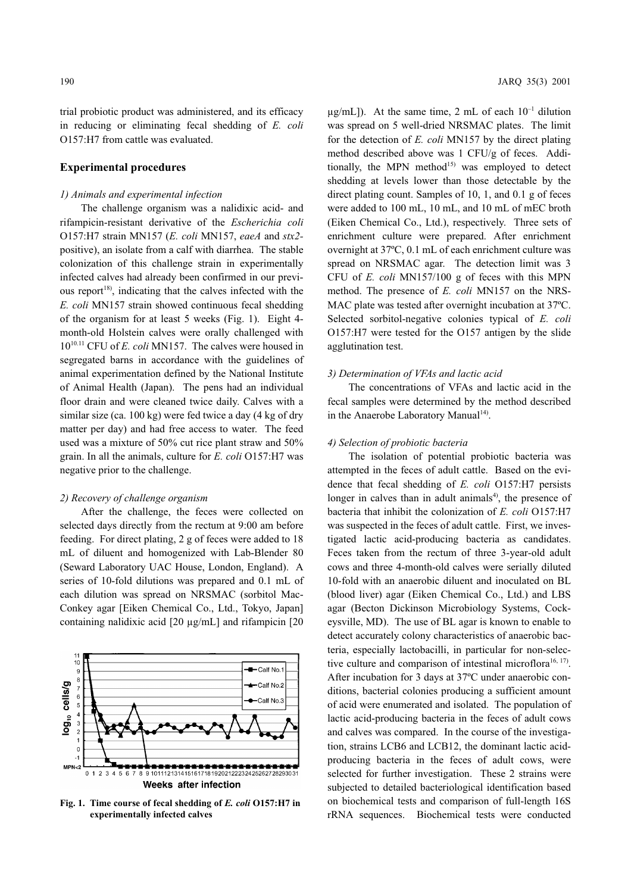trial probiotic product was administered, and its efficacy in reducing or eliminating fecal shedding of *E. coli* O157:H7 from cattle was evaluated.

## Experimental procedures

*1) Animals and experimental infection*

The challenge organism was a nalidixic acid- and rifampicin-resistant derivative of the *Escherichia coli* O157:H7 strain MN157 (*E. coli* MN157, *eaeA* and *stx2*-positive), an isolate from a calf with diarrhea. The stable colonization of this challenge strain in experimentally infected calves had already been confirmed in our previous report[18], indicating that the calves infected with the *E. coli* MN157 strain showed continuous fecal shedding of the organism for at least 5 weeks (Fig. 1). Eight 4-month-old Holstein calves were orally challenged with $10^{10.11}$ CFU of *E. coli* MN157. The calves were housed in segregated barns in accordance with the guidelines of animal experimentation defined by the National Institute of Animal Health (Japan). The pens had an individual floor drain and were cleaned twice daily. Calves with a similar size (ca. 100 kg) were fed twice a day (4 kg of dry matter per day) and had free access to water. The feed used was a mixture of 50% cut rice plant straw and 50% grain. In all the animals, culture for *E. coli* O157:H7 was negative prior to the challenge.

*2) Recovery of challenge organism*

After the challenge, the feces were collected on selected days directly from the rectum at 9:00 am before feeding. For direct plating, 2 g of feces were added to 18 mL of diluent and homogenized with Lab-Blender 80 (Seward Laboratory UAC House, London, England). A series of 10-fold dilutions was prepared and 0.1 mL of each dilution was spread on NRSMAC (sorbitol MacConkey agar [Eiken Chemical Co., Ltd., Tokyo, Japan] containing nalidixic acid [20 µg/mL] and rifampicin [20 µg/mL]). At the same time, 2 mL of each $10^{-1}$ dilution was spread on 5 well-dried NRSMAC plates. The limit for the detection of *E. coli* MN157 by the direct plating method described above was 1 CFU/g of feces. Additionally, the MPN method[15] was employed to detect shedding at levels lower than those detectable by the direct plating count. Samples of 10, 1, and 0.1 g of feces were added to 100 mL, 10 mL, and 10 mL of mEC broth (Eiken Chemical Co., Ltd.), respectively. Three sets of enrichment culture were prepared. After enrichment overnight at 37ºC, 0.1 mL of each enrichment culture was spread on NRSMAC agar. The detection limit was 3 CFU of *E. coli* MN157/100 g of feces with this MPN method. The presence of *E. coli* MN157 on the NRSMAC plate was tested after overnight incubation at 37ºC. Selected sorbitol-negative colonies typical of *E. coli* O157:H7 were tested for the O157 antigen by the slide agglutination test.

**Fig. 1. Time course of fecal shedding of *E. coli* O157:H7 in experimentally infected calves**

*3) Determination of VFAs and lactic acid*

The concentrations of VFAs and lactic acid in the fecal samples were determined by the method described in the Anaerobe Laboratory Manual[14].

*4) Selection of probiotic bacteria*

The isolation of potential probiotic bacteria was attempted in the feces of adult cattle. Based on the evidence that fecal shedding of *E. coli* O157:H7 persists longer in calves than in adult animals[4], the presence of bacteria that inhibit the colonization of *E. coli* O157:H7 was suspected in the feces of adult cattle. First, we investigated lactic acid-producing bacteria as candidates. Feces taken from the rectum of three 3-year-old adult cows and three 4-month-old calves were serially diluted 10-fold with an anaerobic diluent and inoculated on BL (blood liver) agar (Eiken Chemical Co., Ltd.) and LBS agar (Becton Dickinson Microbiology Systems, Cockeysville, MD). The use of BL agar is known to enable to detect accurately colony characteristics of anaerobic bacteria, especially lactobacilli, in particular for non-selective culture and comparison of intestinal microflora[16, 17]. After incubation for 3 days at 37ºC under anaerobic conditions, bacterial colonies producing a sufficient amount of acid were enumerated and isolated. The population of lactic acid-producing bacteria in the feces of adult cows and calves was compared. In the course of the investigation, strains LCB6 and LCB12, the dominant lactic acid-producing bacteria in the feces of adult cows, were selected for further investigation. These 2 strains were subjected to detailed bacteriological identification based on biochemical tests and comparison of full-length 16S rRNA sequences. Biochemical tests were conducted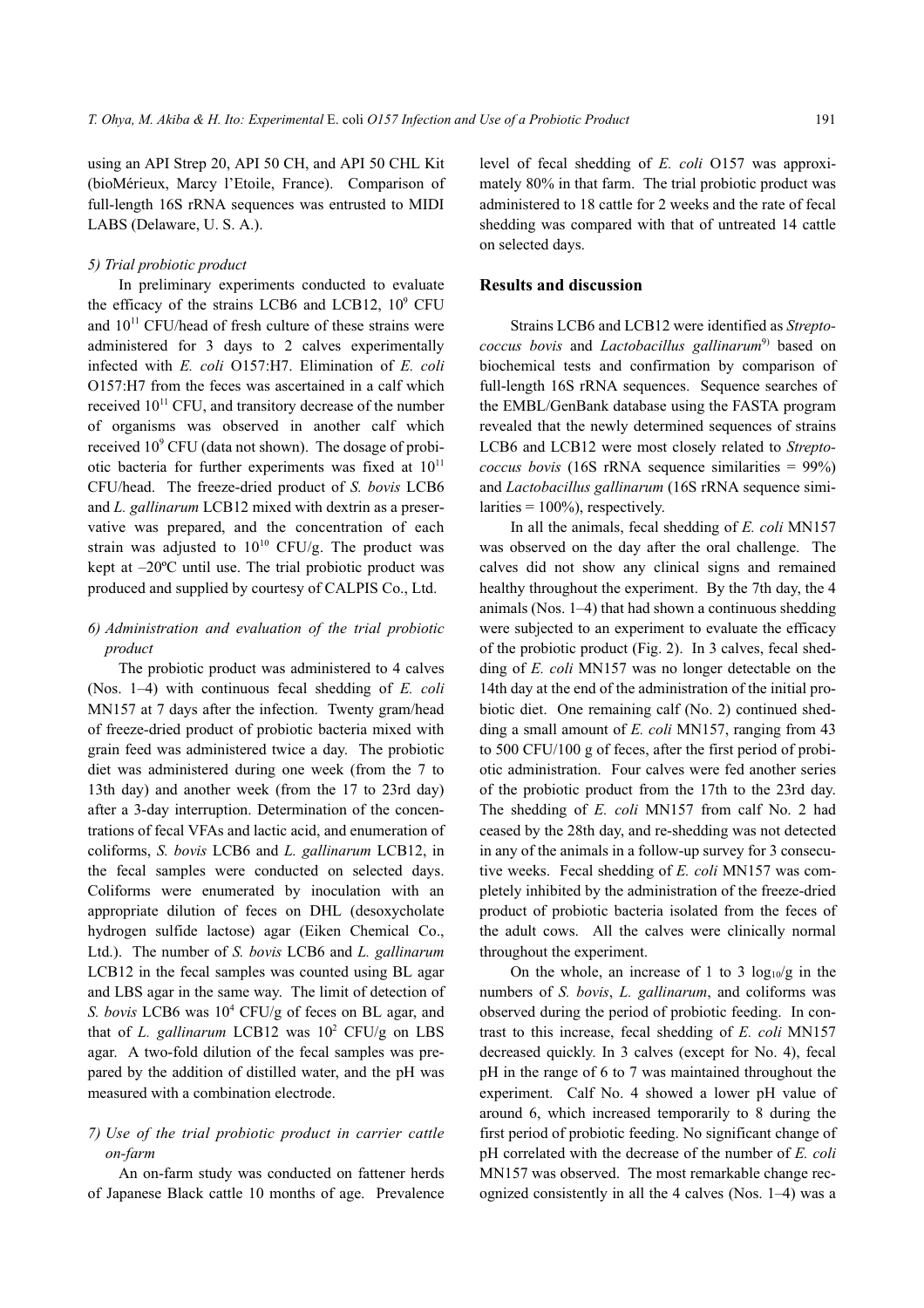using an API Strep 20, API 50 CH, and API 50 CHL Kit (bioMérieux, Marcy l'Etoile, France). Comparison of full-length 16S rRNA sequences was entrusted to MIDI LABS (Delaware, U. S. A.).

*5) Trial probiotic product*

In preliminary experiments conducted to evaluate the efficacy of the strains LCB6 and LCB12, $10^9$ CFU and $10^{11}$ CFU/head of fresh culture of these strains were administered for 3 days to 2 calves experimentally infected with *E. coli* O157:H7. Elimination of *E. coli* O157:H7 from the feces was ascertained in a calf which received $10^{11}$ CFU, and transitory decrease of the number of organisms was observed in another calf which received $10^9$ CFU (data not shown). The dosage of probiotic bacteria for further experiments was fixed at $10^{11}$ CFU/head. The freeze-dried product of *S. bovis* LCB6 and *L. gallinarum* LCB12 mixed with dextrin as a preservative was prepared, and the concentration of each strain was adjusted to $10^{10}$ CFU/g. The product was kept at –20ºC until use. The trial probiotic product was produced and supplied by courtesy of CALPIS Co., Ltd.

*6) Administration and evaluation of the trial probiotic product*

The probiotic product was administered to 4 calves (Nos. 1–4) with continuous fecal shedding of *E. coli* MN157 at 7 days after the infection. Twenty gram/head of freeze-dried product of probiotic bacteria mixed with grain feed was administered twice a day. The probiotic diet was administered during one week (from the 7 to 13th day) and another week (from the 17 to 23rd day) after a 3-day interruption. Determination of the concentrations of fecal VFAs and lactic acid, and enumeration of coliforms, *S. bovis* LCB6 and *L. gallinarum* LCB12, in the fecal samples were conducted on selected days. Coliforms were enumerated by inoculation with an appropriate dilution of feces on DHL (desoxycholate hydrogen sulfide lactose) agar (Eiken Chemical Co., Ltd.). The number of *S. bovis* LCB6 and *L. gallinarum* LCB12 in the fecal samples was counted using BL agar and LBS agar in the same way. The limit of detection of *S. bovis* LCB6 was $10^4$ CFU/g of feces on BL agar, and that of *L. gallinarum* LCB12 was $10^2$ CFU/g on LBS agar. A two-fold dilution of the fecal samples was prepared by the addition of distilled water, and the pH was measured with a combination electrode.

*7) Use of the trial probiotic product in carrier cattle on-farm*

An on-farm study was conducted on fattener herds of Japanese Black cattle 10 months of age. Prevalence level of fecal shedding of *E. coli* O157 was approximately 80% in that farm. The trial probiotic product was administered to 18 cattle for 2 weeks and the rate of fecal shedding was compared with that of untreated 14 cattle on selected days.

## Results and discussion

Strains LCB6 and LCB12 were identified as *Streptococcus bovis* and *Lactobacillus gallinarum*[9] based on biochemical tests and confirmation by comparison of full-length 16S rRNA sequences. Sequence searches of the EMBL/GenBank database using the FASTA program revealed that the newly determined sequences of strains LCB6 and LCB12 were most closely related to *Streptococcus bovis* (16S rRNA sequence similarities = 99%) and *Lactobacillus gallinarum* (16S rRNA sequence similarities = 100%), respectively.

In all the animals, fecal shedding of *E. coli* MN157 was observed on the day after the oral challenge. The calves did not show any clinical signs and remained healthy throughout the experiment. By the 7th day, the 4 animals (Nos. 1–4) that had shown a continuous shedding were subjected to an experiment to evaluate the efficacy of the probiotic product (Fig. 2). In 3 calves, fecal shedding of *E. coli* MN157 was no longer detectable on the 14th day at the end of the administration of the initial probiotic diet. One remaining calf (No. 2) continued shedding a small amount of *E. coli* MN157, ranging from 43 to 500 CFU/100 g of feces, after the first period of probiotic administration. Four calves were fed another series of the probiotic product from the 17th to the 23rd day. The shedding of *E. coli* MN157 from calf No. 2 had ceased by the 28th day, and re-shedding was not detected in any of the animals in a follow-up survey for 3 consecutive weeks. Fecal shedding of *E. coli* MN157 was completely inhibited by the administration of the freeze-dried product of probiotic bacteria isolated from the feces of the adult cows. All the calves were clinically normal throughout the experiment.

On the whole, an increase of 1 to 3 $\log_{10}$/g in the numbers of *S. bovis*, *L. gallinarum*, and coliforms was observed during the period of probiotic feeding. In contrast to this increase, fecal shedding of *E. coli* MN157 decreased quickly. In 3 calves (except for No. 4), fecal pH in the range of 6 to 7 was maintained throughout the experiment. Calf No. 4 showed a lower pH value of around 6, which increased temporarily to 8 during the first period of probiotic feeding. No significant change of pH correlated with the decrease of the number of *E. coli* MN157 was observed. The most remarkable change recognized consistently in all the 4 calves (Nos. 1–4) was a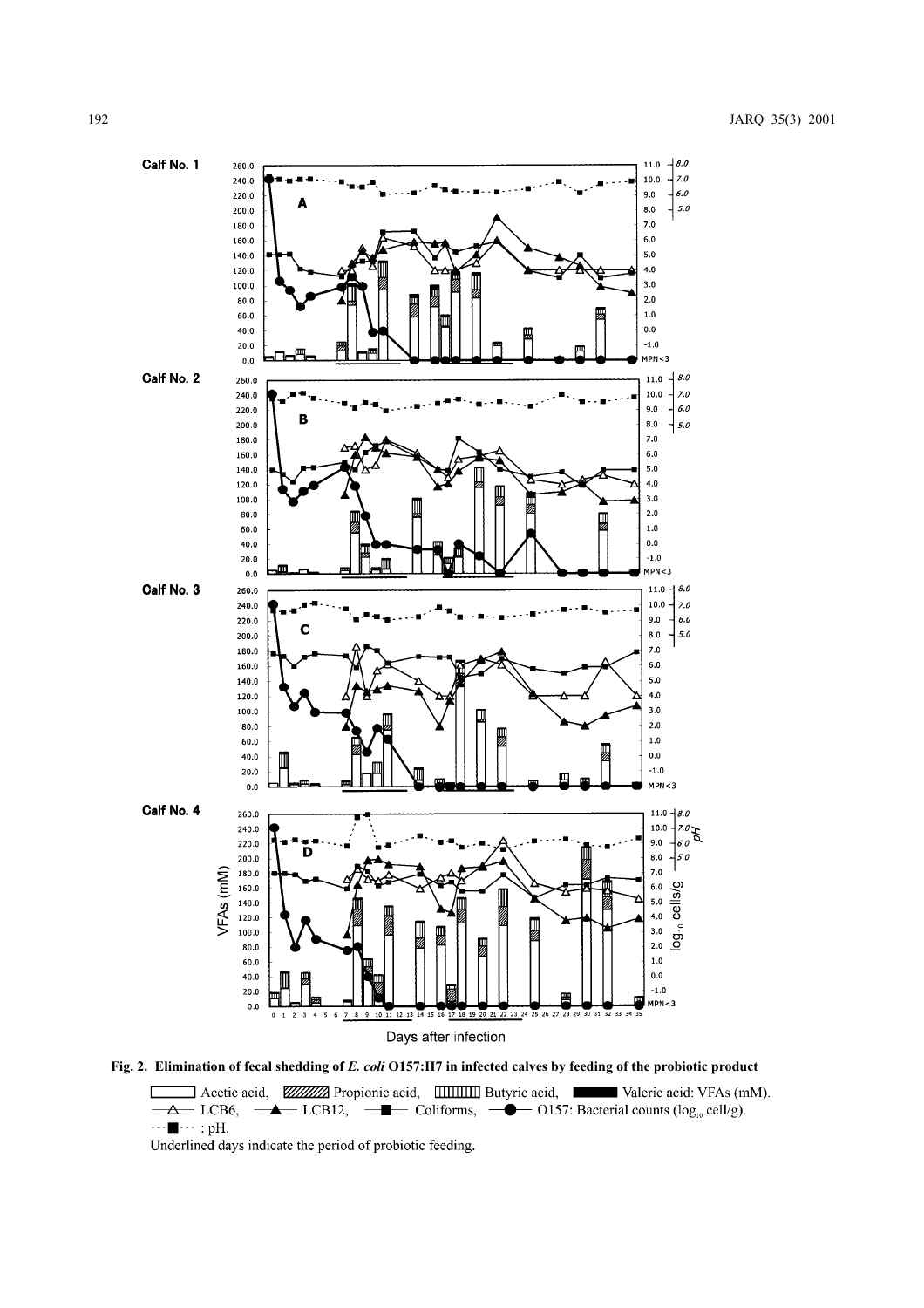**Fig. 2. Elimination of fecal shedding of *E. coli* O157:H7 in infected calves by feeding of the probiotic product**

Acetic acid, Propionic acid, Butyric acid, Valeric acid: VFAs (mM).
LCB6, LCB12, Coliforms, O157: Bacterial counts ($\log_{10}$ cell/g).
: pH.

Underlined days indicate the period of probiotic feeding.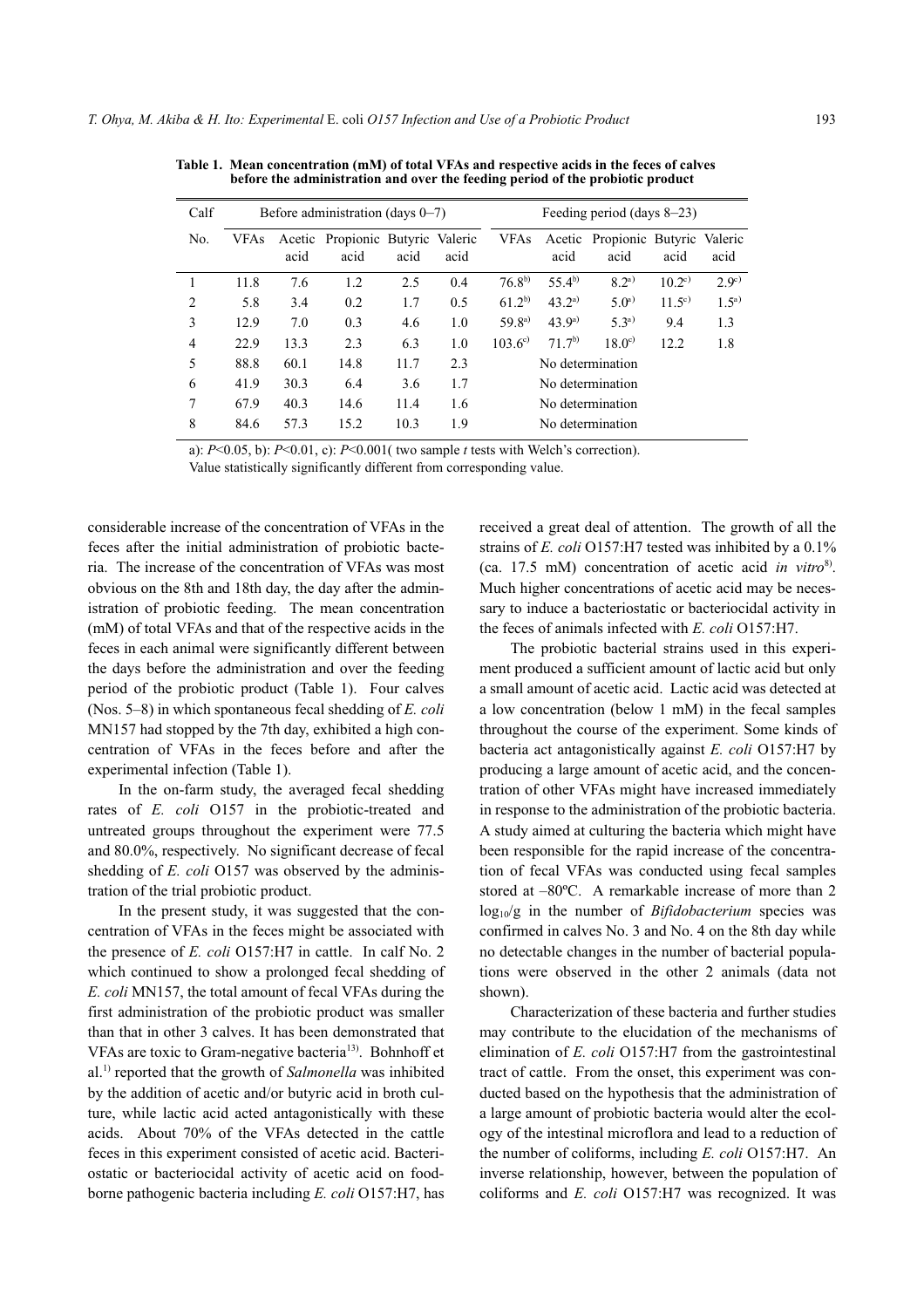**Table 1. Mean concentration (mM) of total VFAs and respective acids in the feces of calves before the administration and over the feeding period of the probiotic product**

| Calf | Before administration (days 0–7) | | | | | Feeding period (days 8–23) | | | | |
|---|---|---|---|---|---|---|---|---|---|---|
| No. | VFAs | Acetic acid | Propionic acid | Butyric acid | Valeric acid | VFAs | Acetic acid | Propionic acid | Butyric acid | Valeric acid |
| 1 | 11.8 | 7.6 | 1.2 | 2.5 | 0.4 | 76.8[b)] | 55.4[b)] | 8.2[a)] | 10.2[c)] | 2.9[c)] |
| 2 | 5.8 | 3.4 | 0.2 | 1.7 | 0.5 | 61.2[b)] | 43.2[a)] | 5.0[a)] | 11.5[c)] | 1.5[a)] |
| 3 | 12.9 | 7.0 | 0.3 | 4.6 | 1.0 | 59.8[a)] | 43.9[a)] | 5.3[a)] | 9.4 | 1.3 |
| 4 | 22.9 | 13.3 | 2.3 | 6.3 | 1.0 | 103.6[c)] | 71.7[b)] | 18.0[c)] | 12.2 | 1.8 |
| 5 | 88.8 | 60.1 | 14.8 | 11.7 | 2.3 | No determination | | | | |
| 6 | 41.9 | 30.3 | 6.4 | 3.6 | 1.7 | No determination | | | | |
| 7 | 67.9 | 40.3 | 14.6 | 11.4 | 1.6 | No determination | | | | |
| 8 | 84.6 | 57.3 | 15.2 | 10.3 | 1.9 | No determination | | | | |

a): $P<0.05$, b): $P<0.01$, c): $P<0.001$( two sample $t$ tests with Welch's correction).
Value statistically significantly different from corresponding value.

considerable increase of the concentration of VFAs in the feces after the initial administration of probiotic bacteria. The increase of the concentration of VFAs was most obvious on the 8th and 18th day, the day after the administration of probiotic feeding. The mean concentration (mM) of total VFAs and that of the respective acids in the feces in each animal were significantly different between the days before the administration and over the feeding period of the probiotic product (Table 1). Four calves (Nos. 5–8) in which spontaneous fecal shedding of *E. coli* MN157 had stopped by the 7th day, exhibited a high concentration of VFAs in the feces before and after the experimental infection (Table 1).

In the on-farm study, the averaged fecal shedding rates of *E. coli* O157 in the probiotic-treated and untreated groups throughout the experiment were 77.5 and 80.0%, respectively. No significant decrease of fecal shedding of *E. coli* O157 was observed by the administration of the trial probiotic product.

In the present study, it was suggested that the concentration of VFAs in the feces might be associated with the presence of *E. coli* O157:H7 in cattle. In calf No. 2 which continued to show a prolonged fecal shedding of *E. coli* MN157, the total amount of fecal VFAs during the first administration of the probiotic product was smaller than that in other 3 calves. It has been demonstrated that VFAs are toxic to Gram-negative bacteria[13]. Bohnhoff et al.[1] reported that the growth of *Salmonella* was inhibited by the addition of acetic and/or butyric acid in broth culture, while lactic acid acted antagonistically with these acids. About 70% of the VFAs detected in the cattle feces in this experiment consisted of acetic acid. Bacteriostatic or bacteriocidal activity of acetic acid on food-borne pathogenic bacteria including *E. coli* O157:H7, has received a great deal of attention. The growth of all the strains of *E. coli* O157:H7 tested was inhibited by a 0.1% (ca. 17.5 mM) concentration of acetic acid *in vitro*[8]. Much higher concentrations of acetic acid may be necessary to induce a bacteriostatic or bacteriocidal activity in the feces of animals infected with *E. coli* O157:H7.

The probiotic bacterial strains used in this experiment produced a sufficient amount of lactic acid but only a small amount of acetic acid. Lactic acid was detected at a low concentration (below 1 mM) in the fecal samples throughout the course of the experiment. Some kinds of bacteria act antagonistically against *E. coli* O157:H7 by producing a large amount of acetic acid, and the concentration of other VFAs might have increased immediately in response to the administration of the probiotic bacteria. A study aimed at culturing the bacteria which might have been responsible for the rapid increase of the concentration of fecal VFAs was conducted using fecal samples stored at –80ºC. A remarkable increase of more than 2 $\log_{10}$/g in the number of *Bifidobacterium* species was confirmed in calves No. 3 and No. 4 on the 8th day while no detectable changes in the number of bacterial populations were observed in the other 2 animals (data not shown).

Characterization of these bacteria and further studies may contribute to the elucidation of the mechanisms of elimination of *E. coli* O157:H7 from the gastrointestinal tract of cattle. From the onset, this experiment was conducted based on the hypothesis that the administration of a large amount of probiotic bacteria would alter the ecology of the intestinal microflora and lead to a reduction of the number of coliforms, including *E. coli* O157:H7. An inverse relationship, however, between the population of coliforms and *E. coli* O157:H7 was recognized. It was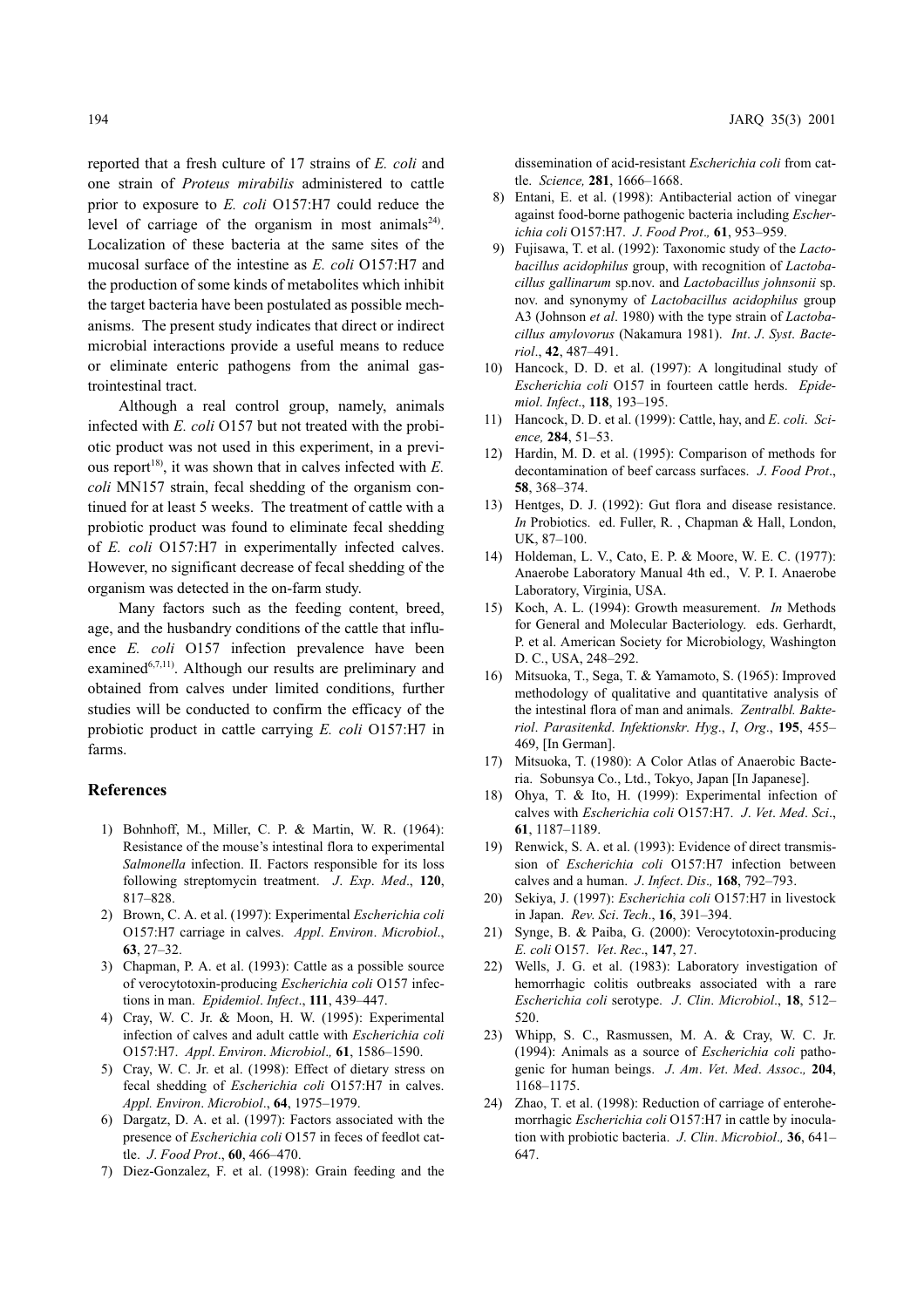reported that a fresh culture of 17 strains of *E. coli* and one strain of *Proteus mirabilis* administered to cattle prior to exposure to *E. coli* O157:H7 could reduce the level of carriage of the organism in most animals[24]. Localization of these bacteria at the same sites of the mucosal surface of the intestine as *E. coli* O157:H7 and the production of some kinds of metabolites which inhibit the target bacteria have been postulated as possible mechanisms. The present study indicates that direct or indirect microbial interactions provide a useful means to reduce or eliminate enteric pathogens from the animal gastrointestinal tract.

Although a real control group, namely, animals infected with *E. coli* O157 but not treated with the probiotic product was not used in this experiment, in a previous report[18], it was shown that in calves infected with *E. coli* MN157 strain, fecal shedding of the organism continued for at least 5 weeks. The treatment of cattle with a probiotic product was found to eliminate fecal shedding of *E. coli* O157:H7 in experimentally infected calves. However, no significant decrease of fecal shedding of the organism was detected in the on-farm study.

Many factors such as the feeding content, breed, age, and the husbandry conditions of the cattle that influence *E. coli* O157 infection prevalence have been examined[6,7,11]. Although our results are preliminary and obtained from calves under limited conditions, further studies will be conducted to confirm the efficacy of the probiotic product in cattle carrying *E. coli* O157:H7 in farms.

## References

1) Bohnhoff, M., Miller, C. P. & Martin, W. R. (1964): Resistance of the mouse's intestinal flora to experimental *Salmonella* infection. II. Factors responsible for its loss following streptomycin treatment. *J. Exp. Med*., **120**, 817–828.
2) Brown, C. A. et al. (1997): Experimental *Escherichia coli* O157:H7 carriage in calves. *Appl. Environ. Microbiol*., **63**, 27–32.
3) Chapman, P. A. et al. (1993): Cattle as a possible source of verocytotoxin-producing *Escherichia coli* O157 infections in man. *Epidemiol. Infect*., **111**, 439–447.
4) Cray, W. C. Jr. & Moon, H. W. (1995): Experimental infection of calves and adult cattle with *Escherichia coli* O157:H7. *Appl. Environ. Microbiol.,* **61**, 1586–1590.
5) Cray, W. C. Jr. et al. (1998): Effect of dietary stress on fecal shedding of *Escherichia coli* O157:H7 in calves. *Appl. Environ. Microbiol*., **64**, 1975–1979.
6) Dargatz, D. A. et al. (1997): Factors associated with the presence of *Escherichia coli* O157 in feces of feedlot cattle. *J. Food Prot*., **60**, 466–470.
7) Diez-Gonzalez, F. et al. (1998): Grain feeding and the dissemination of acid-resistant *Escherichia coli* from cattle. *Science,* **281**, 1666–1668.
8) Entani, E. et al. (1998): Antibacterial action of vinegar against food-borne pathogenic bacteria including *Escherichia coli* O157:H7. *J. Food Prot*.*,* **61**, 953–959.
9) Fujisawa, T. et al. (1992): Taxonomic study of the *Lactobacillus acidophilus* group, with recognition of *Lactobacillus gallinarum* sp.nov. and *Lactobacillus johnsonii* sp. nov. and synonymy of *Lactobacillus acidophilus* group A3 (Johnson *et al*. 1980) with the type strain of *Lactobacillus amylovorus* (Nakamura 1981). *Int. J. Syst. Bacteriol*., **42**, 487–491.
10) Hancock, D. D. et al. (1997): A longitudinal study of *Escherichia coli* O157 in fourteen cattle herds. *Epidemiol. Infect*., **118**, 193–195.
11) Hancock, D. D. et al. (1999): Cattle, hay, and *E. coli*. *Science,* **284**, 51–53.
12) Hardin, M. D. et al. (1995): Comparison of methods for decontamination of beef carcass surfaces. *J. Food Prot*., **58**, 368–374.
13) Hentges, D. J. (1992): Gut flora and disease resistance. *In* Probiotics. ed. Fuller, R. , Chapman & Hall, London, UK, 87–100.
14) Holdeman, L. V., Cato, E. P. & Moore, W. E. C. (1977): Anaerobe Laboratory Manual 4th ed., V. P. I. Anaerobe Laboratory, Virginia, USA.
15) Koch, A. L. (1994): Growth measurement. *In* Methods for General and Molecular Bacteriology. eds. Gerhardt, P. et al. American Society for Microbiology, Washington D. C., USA, 248–292.
16) Mitsuoka, T., Sega, T. & Yamamoto, S. (1965): Improved methodology of qualitative and quantitative analysis of the intestinal flora of man and animals. *Zentralbl. Bakteriol. Parasitenkd. Infektionskr. Hyg*., *I*, *Org*., **195**, 455–469, [In German].
17) Mitsuoka, T. (1980): A Color Atlas of Anaerobic Bacteria. Sobunsya Co., Ltd., Tokyo, Japan [In Japanese].
18) Ohya, T. & Ito, H. (1999): Experimental infection of calves with *Escherichia coli* O157:H7. *J. Vet. Med. Sci*., **61**, 1187–1189.
19) Renwick, S. A. et al. (1993): Evidence of direct transmission of *Escherichia coli* O157:H7 infection between calves and a human. *J. Infect. Dis*.*,* **168**, 792–793.
20) Sekiya, J. (1997): *Escherichia coli* O157:H7 in livestock in Japan. *Rev. Sci. Tech*., **16**, 391–394.
21) Synge, B. & Paiba, G. (2000): Verocytotoxin-producing *E. coli* O157. *Vet. Rec*., **147**, 27.
22) Wells, J. G. et al. (1983): Laboratory investigation of hemorrhagic colitis outbreaks associated with a rare *Escherichia coli* serotype. *J. Clin. Microbiol*., **18**, 512–520.
23) Whipp, S. C., Rasmussen, M. A. & Cray, W. C. Jr. (1994): Animals as a source of *Escherichia coli* pathogenic for human beings. *J. Am. Vet. Med. Assoc.,* **204**, 1168–1175.
24) Zhao, T. et al. (1998): Reduction of carriage of enterohemorrhagic *Escherichia coli* O157:H7 in cattle by inoculation with probiotic bacteria. *J. Clin. Microbiol.,* **36**, 641–647.